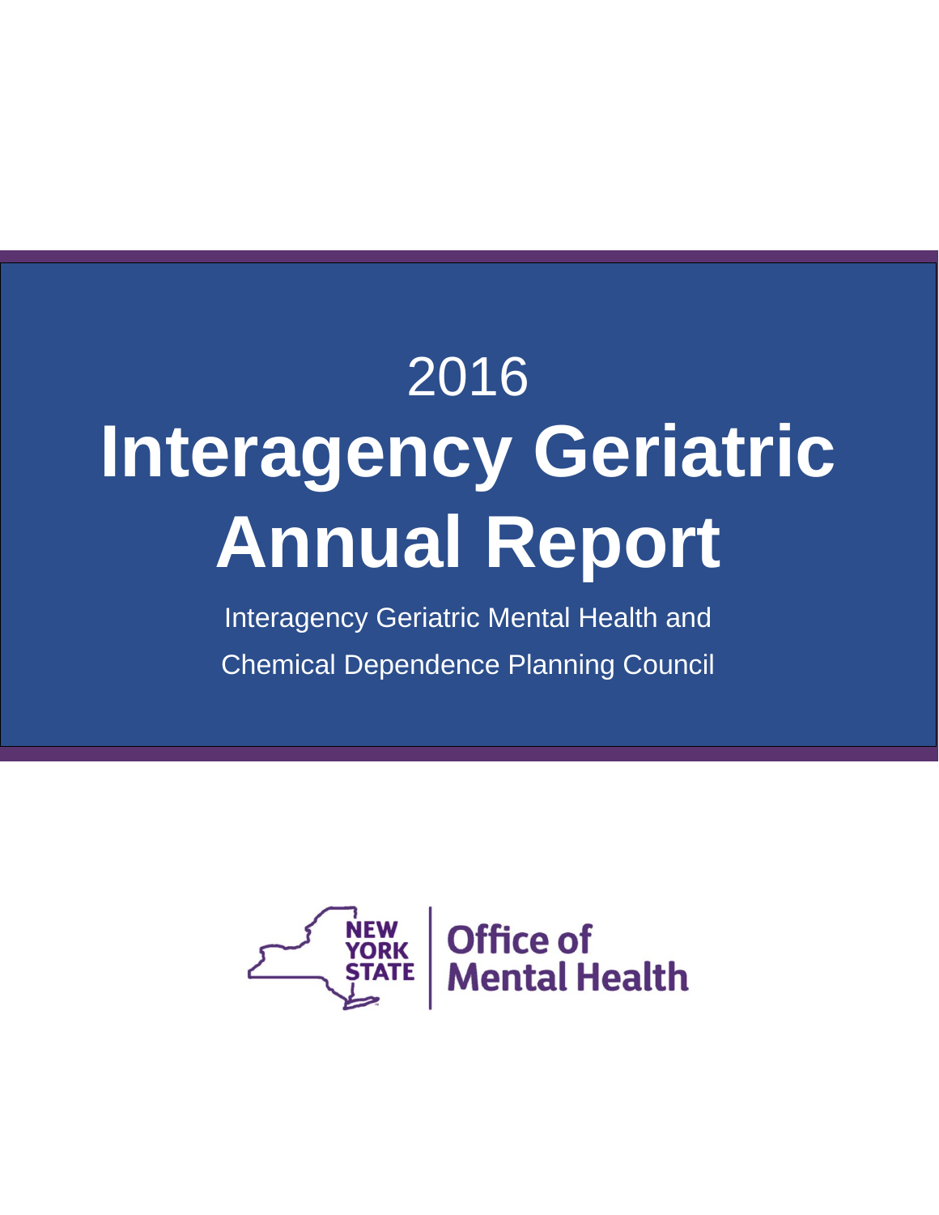2016

# Interagency Geriatric Annual Report

Interagency Geriatric Mental Health and Chemical Dependence Planning Council

NEW YORK STATE | Office of Mental Health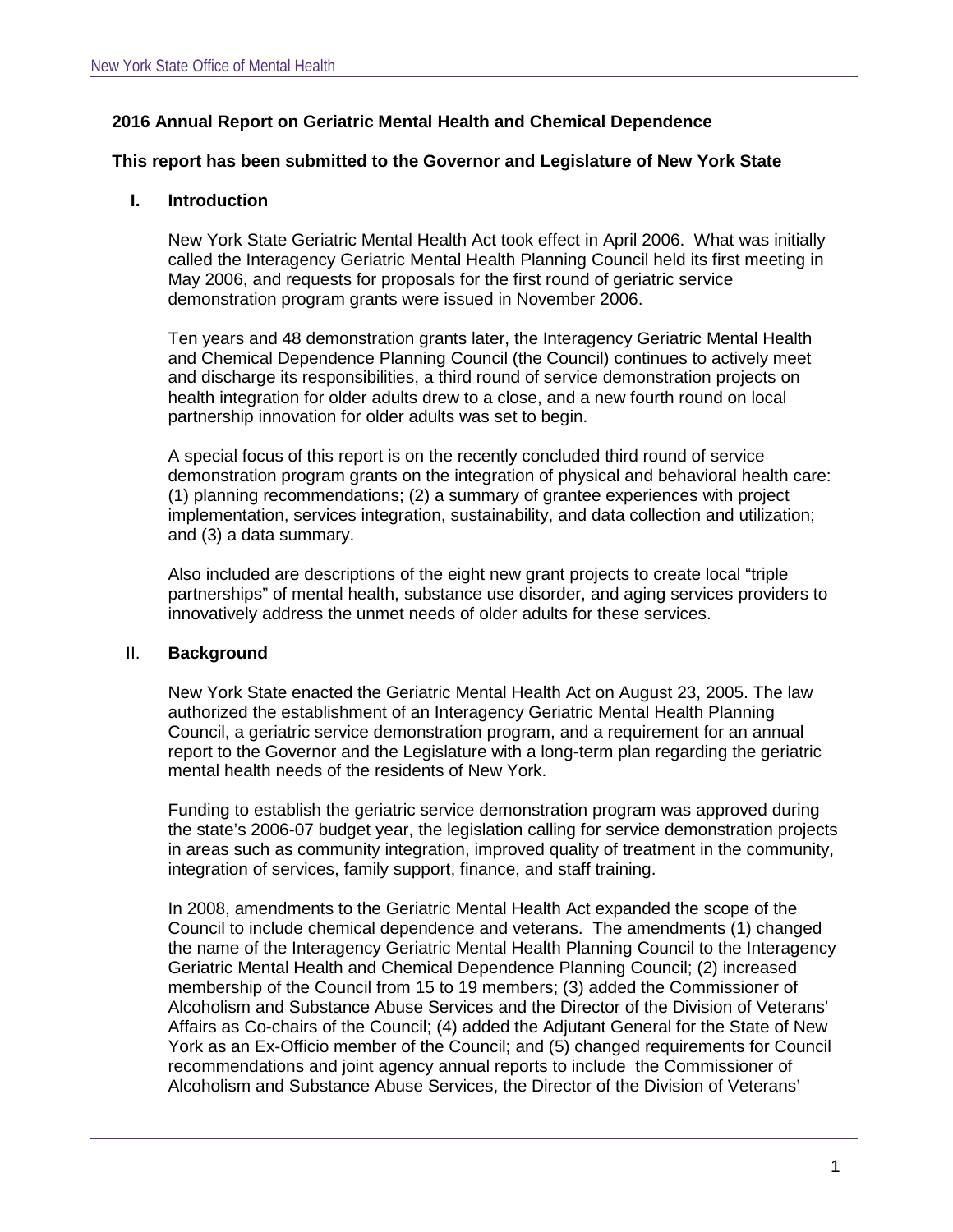**2016 Annual Report on Geriatric Mental Health and Chemical Dependence**

**This report has been submitted to the Governor and Legislature of New York State**

## I. Introduction

New York State Geriatric Mental Health Act took effect in April 2006. What was initially called the Interagency Geriatric Mental Health Planning Council held its first meeting in May 2006, and requests for proposals for the first round of geriatric service demonstration program grants were issued in November 2006.

Ten years and 48 demonstration grants later, the Interagency Geriatric Mental Health and Chemical Dependence Planning Council (the Council) continues to actively meet and discharge its responsibilities, a third round of service demonstration projects on health integration for older adults drew to a close, and a new fourth round on local partnership innovation for older adults was set to begin.

A special focus of this report is on the recently concluded third round of service demonstration program grants on the integration of physical and behavioral health care: (1) planning recommendations; (2) a summary of grantee experiences with project implementation, services integration, sustainability, and data collection and utilization; and (3) a data summary.

Also included are descriptions of the eight new grant projects to create local "triple partnerships" of mental health, substance use disorder, and aging services providers to innovatively address the unmet needs of older adults for these services.

## II. Background

New York State enacted the Geriatric Mental Health Act on August 23, 2005. The law authorized the establishment of an Interagency Geriatric Mental Health Planning Council, a geriatric service demonstration program, and a requirement for an annual report to the Governor and the Legislature with a long-term plan regarding the geriatric mental health needs of the residents of New York.

Funding to establish the geriatric service demonstration program was approved during the state's 2006-07 budget year, the legislation calling for service demonstration projects in areas such as community integration, improved quality of treatment in the community, integration of services, family support, finance, and staff training.

In 2008, amendments to the Geriatric Mental Health Act expanded the scope of the Council to include chemical dependence and veterans. The amendments (1) changed the name of the Interagency Geriatric Mental Health Planning Council to the Interagency Geriatric Mental Health and Chemical Dependence Planning Council; (2) increased membership of the Council from 15 to 19 members; (3) added the Commissioner of Alcoholism and Substance Abuse Services and the Director of the Division of Veterans' Affairs as Co-chairs of the Council; (4) added the Adjutant General for the State of New York as an Ex-Officio member of the Council; and (5) changed requirements for Council recommendations and joint agency annual reports to include the Commissioner of Alcoholism and Substance Abuse Services, the Director of the Division of Veterans'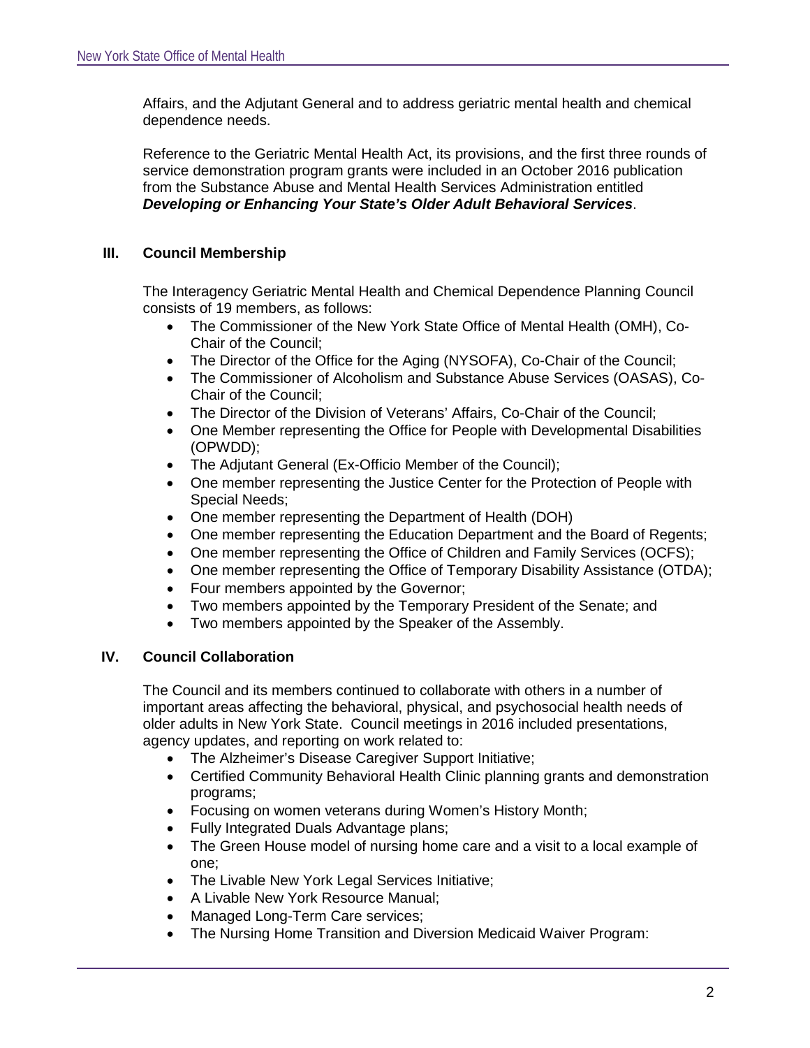Affairs, and the Adjutant General and to address geriatric mental health and chemical dependence needs.

Reference to the Geriatric Mental Health Act, its provisions, and the first three rounds of service demonstration program grants were included in an October 2016 publication from the Substance Abuse and Mental Health Services Administration entitled ***Developing or Enhancing Your State's Older Adult Behavioral Services***.

## III. Council Membership

The Interagency Geriatric Mental Health and Chemical Dependence Planning Council consists of 19 members, as follows:

- The Commissioner of the New York State Office of Mental Health (OMH), Co-Chair of the Council;
- The Director of the Office for the Aging (NYSOFA), Co-Chair of the Council;
- The Commissioner of Alcoholism and Substance Abuse Services (OASAS), Co-Chair of the Council;
- The Director of the Division of Veterans' Affairs, Co-Chair of the Council;
- One Member representing the Office for People with Developmental Disabilities (OPWDD);
- The Adjutant General (Ex-Officio Member of the Council);
- One member representing the Justice Center for the Protection of People with Special Needs;
- One member representing the Department of Health (DOH)
- One member representing the Education Department and the Board of Regents;
- One member representing the Office of Children and Family Services (OCFS);
- One member representing the Office of Temporary Disability Assistance (OTDA);
- Four members appointed by the Governor;
- Two members appointed by the Temporary President of the Senate; and
- Two members appointed by the Speaker of the Assembly.

## IV. Council Collaboration

The Council and its members continued to collaborate with others in a number of important areas affecting the behavioral, physical, and psychosocial health needs of older adults in New York State. Council meetings in 2016 included presentations, agency updates, and reporting on work related to:

- The Alzheimer's Disease Caregiver Support Initiative;
- Certified Community Behavioral Health Clinic planning grants and demonstration programs;
- Focusing on women veterans during Women's History Month;
- Fully Integrated Duals Advantage plans;
- The Green House model of nursing home care and a visit to a local example of one;
- The Livable New York Legal Services Initiative;
- A Livable New York Resource Manual;
- Managed Long-Term Care services;
- The Nursing Home Transition and Diversion Medicaid Waiver Program: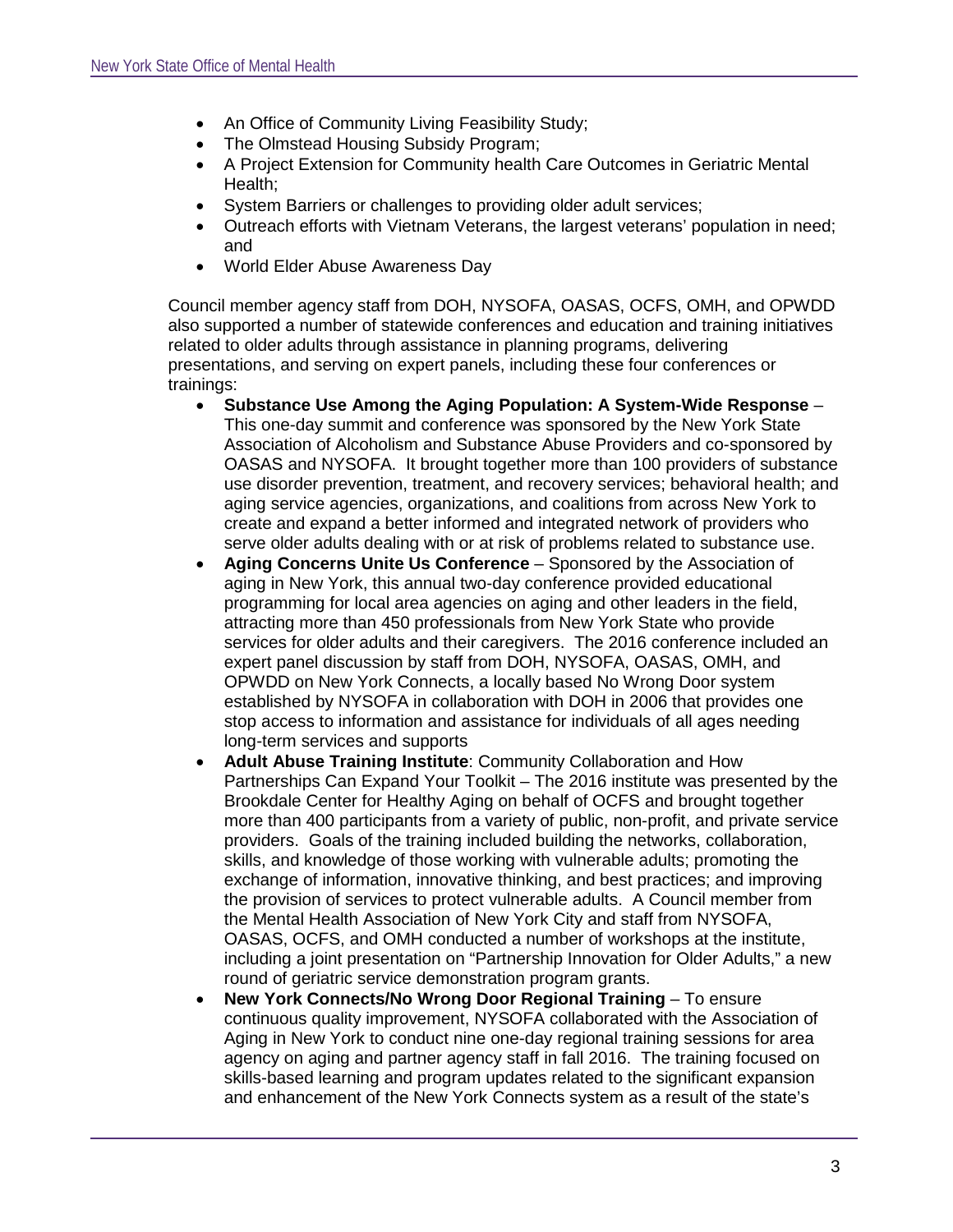- An Office of Community Living Feasibility Study;
- The Olmstead Housing Subsidy Program;
- A Project Extension for Community health Care Outcomes in Geriatric Mental Health;
- System Barriers or challenges to providing older adult services;
- Outreach efforts with Vietnam Veterans, the largest veterans' population in need; and
- World Elder Abuse Awareness Day

Council member agency staff from DOH, NYSOFA, OASAS, OCFS, OMH, and OPWDD also supported a number of statewide conferences and education and training initiatives related to older adults through assistance in planning programs, delivering presentations, and serving on expert panels, including these four conferences or trainings:

- **Substance Use Among the Aging Population: A System-Wide Response** – This one-day summit and conference was sponsored by the New York State Association of Alcoholism and Substance Abuse Providers and co-sponsored by OASAS and NYSOFA. It brought together more than 100 providers of substance use disorder prevention, treatment, and recovery services; behavioral health; and aging service agencies, organizations, and coalitions from across New York to create and expand a better informed and integrated network of providers who serve older adults dealing with or at risk of problems related to substance use.
- **Aging Concerns Unite Us Conference** – Sponsored by the Association of aging in New York, this annual two-day conference provided educational programming for local area agencies on aging and other leaders in the field, attracting more than 450 professionals from New York State who provide services for older adults and their caregivers. The 2016 conference included an expert panel discussion by staff from DOH, NYSOFA, OASAS, OMH, and OPWDD on New York Connects, a locally based No Wrong Door system established by NYSOFA in collaboration with DOH in 2006 that provides one stop access to information and assistance for individuals of all ages needing long-term services and supports
- **Adult Abuse Training Institute**: Community Collaboration and How Partnerships Can Expand Your Toolkit – The 2016 institute was presented by the Brookdale Center for Healthy Aging on behalf of OCFS and brought together more than 400 participants from a variety of public, non-profit, and private service providers. Goals of the training included building the networks, collaboration, skills, and knowledge of those working with vulnerable adults; promoting the exchange of information, innovative thinking, and best practices; and improving the provision of services to protect vulnerable adults. A Council member from the Mental Health Association of New York City and staff from NYSOFA, OASAS, OCFS, and OMH conducted a number of workshops at the institute, including a joint presentation on "Partnership Innovation for Older Adults," a new round of geriatric service demonstration program grants.
- **New York Connects/No Wrong Door Regional Training** – To ensure continuous quality improvement, NYSOFA collaborated with the Association of Aging in New York to conduct nine one-day regional training sessions for area agency on aging and partner agency staff in fall 2016. The training focused on skills-based learning and program updates related to the significant expansion and enhancement of the New York Connects system as a result of the state's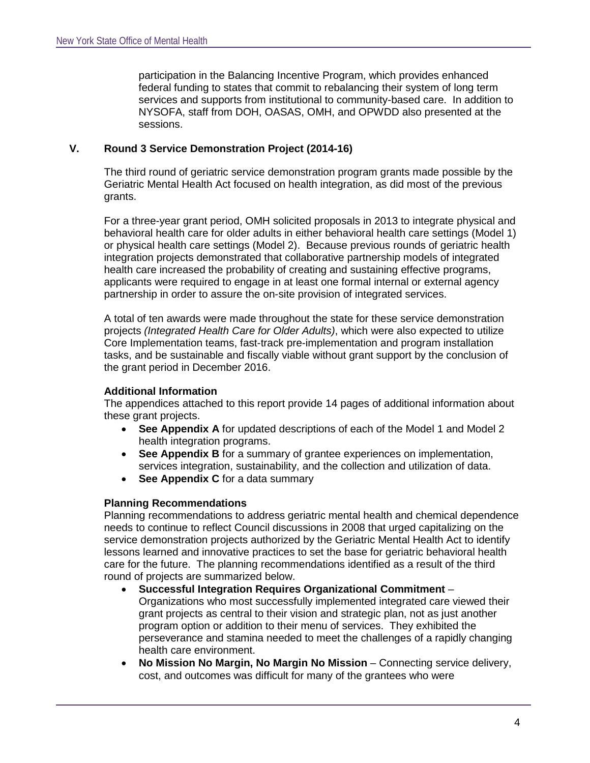participation in the Balancing Incentive Program, which provides enhanced federal funding to states that commit to rebalancing their system of long term services and supports from institutional to community-based care. In addition to NYSOFA, staff from DOH, OASAS, OMH, and OPWDD also presented at the sessions.

## V. Round 3 Service Demonstration Project (2014-16)

The third round of geriatric service demonstration program grants made possible by the Geriatric Mental Health Act focused on health integration, as did most of the previous grants.

For a three-year grant period, OMH solicited proposals in 2013 to integrate physical and behavioral health care for older adults in either behavioral health care settings (Model 1) or physical health care settings (Model 2). Because previous rounds of geriatric health integration projects demonstrated that collaborative partnership models of integrated health care increased the probability of creating and sustaining effective programs, applicants were required to engage in at least one formal internal or external agency partnership in order to assure the on-site provision of integrated services.

A total of ten awards were made throughout the state for these service demonstration projects *(Integrated Health Care for Older Adults)*, which were also expected to utilize Core Implementation teams, fast-track pre-implementation and program installation tasks, and be sustainable and fiscally viable without grant support by the conclusion of the grant period in December 2016.

**Additional Information**
The appendices attached to this report provide 14 pages of additional information about these grant projects.

- **See Appendix A** for updated descriptions of each of the Model 1 and Model 2 health integration programs.
- **See Appendix B** for a summary of grantee experiences on implementation, services integration, sustainability, and the collection and utilization of data.
- **See Appendix C** for a data summary

**Planning Recommendations**
Planning recommendations to address geriatric mental health and chemical dependence needs to continue to reflect Council discussions in 2008 that urged capitalizing on the service demonstration projects authorized by the Geriatric Mental Health Act to identify lessons learned and innovative practices to set the base for geriatric behavioral health care for the future. The planning recommendations identified as a result of the third round of projects are summarized below.

- **Successful Integration Requires Organizational Commitment** – Organizations who most successfully implemented integrated care viewed their grant projects as central to their vision and strategic plan, not as just another program option or addition to their menu of services. They exhibited the perseverance and stamina needed to meet the challenges of a rapidly changing health care environment.
- **No Mission No Margin, No Margin No Mission** – Connecting service delivery, cost, and outcomes was difficult for many of the grantees who were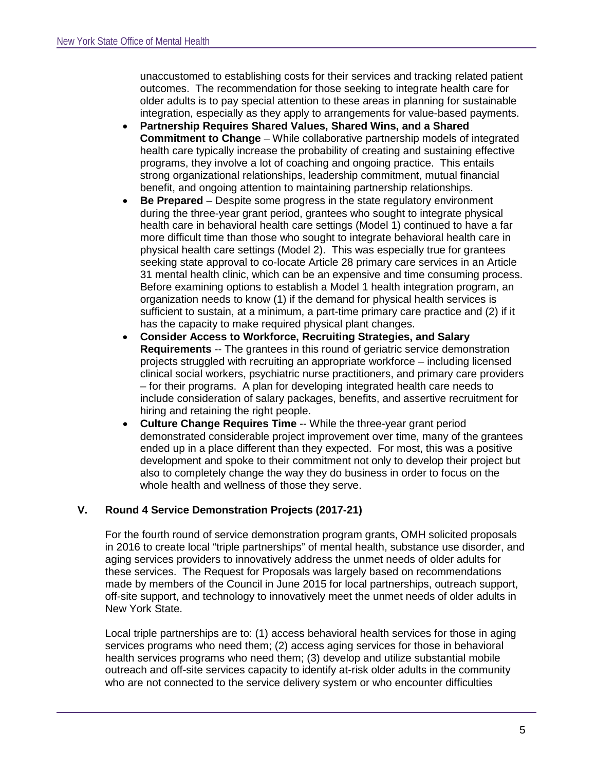unaccustomed to establishing costs for their services and tracking related patient outcomes. The recommendation for those seeking to integrate health care for older adults is to pay special attention to these areas in planning for sustainable integration, especially as they apply to arrangements for value-based payments.

- **Partnership Requires Shared Values, Shared Wins, and a Shared Commitment to Change** – While collaborative partnership models of integrated health care typically increase the probability of creating and sustaining effective programs, they involve a lot of coaching and ongoing practice. This entails strong organizational relationships, leadership commitment, mutual financial benefit, and ongoing attention to maintaining partnership relationships.
- **Be Prepared** – Despite some progress in the state regulatory environment during the three-year grant period, grantees who sought to integrate physical health care in behavioral health care settings (Model 1) continued to have a far more difficult time than those who sought to integrate behavioral health care in physical health care settings (Model 2). This was especially true for grantees seeking state approval to co-locate Article 28 primary care services in an Article 31 mental health clinic, which can be an expensive and time consuming process. Before examining options to establish a Model 1 health integration program, an organization needs to know (1) if the demand for physical health services is sufficient to sustain, at a minimum, a part-time primary care practice and (2) if it has the capacity to make required physical plant changes.
- **Consider Access to Workforce, Recruiting Strategies, and Salary Requirements** -- The grantees in this round of geriatric service demonstration projects struggled with recruiting an appropriate workforce – including licensed clinical social workers, psychiatric nurse practitioners, and primary care providers – for their programs. A plan for developing integrated health care needs to include consideration of salary packages, benefits, and assertive recruitment for hiring and retaining the right people.
- **Culture Change Requires Time** -- While the three-year grant period demonstrated considerable project improvement over time, many of the grantees ended up in a place different than they expected. For most, this was a positive development and spoke to their commitment not only to develop their project but also to completely change the way they do business in order to focus on the whole health and wellness of those they serve.

## V. Round 4 Service Demonstration Projects (2017-21)

For the fourth round of service demonstration program grants, OMH solicited proposals in 2016 to create local "triple partnerships" of mental health, substance use disorder, and aging services providers to innovatively address the unmet needs of older adults for these services. The Request for Proposals was largely based on recommendations made by members of the Council in June 2015 for local partnerships, outreach support, off-site support, and technology to innovatively meet the unmet needs of older adults in New York State.

Local triple partnerships are to: (1) access behavioral health services for those in aging services programs who need them; (2) access aging services for those in behavioral health services programs who need them; (3) develop and utilize substantial mobile outreach and off-site services capacity to identify at-risk older adults in the community who are not connected to the service delivery system or who encounter difficulties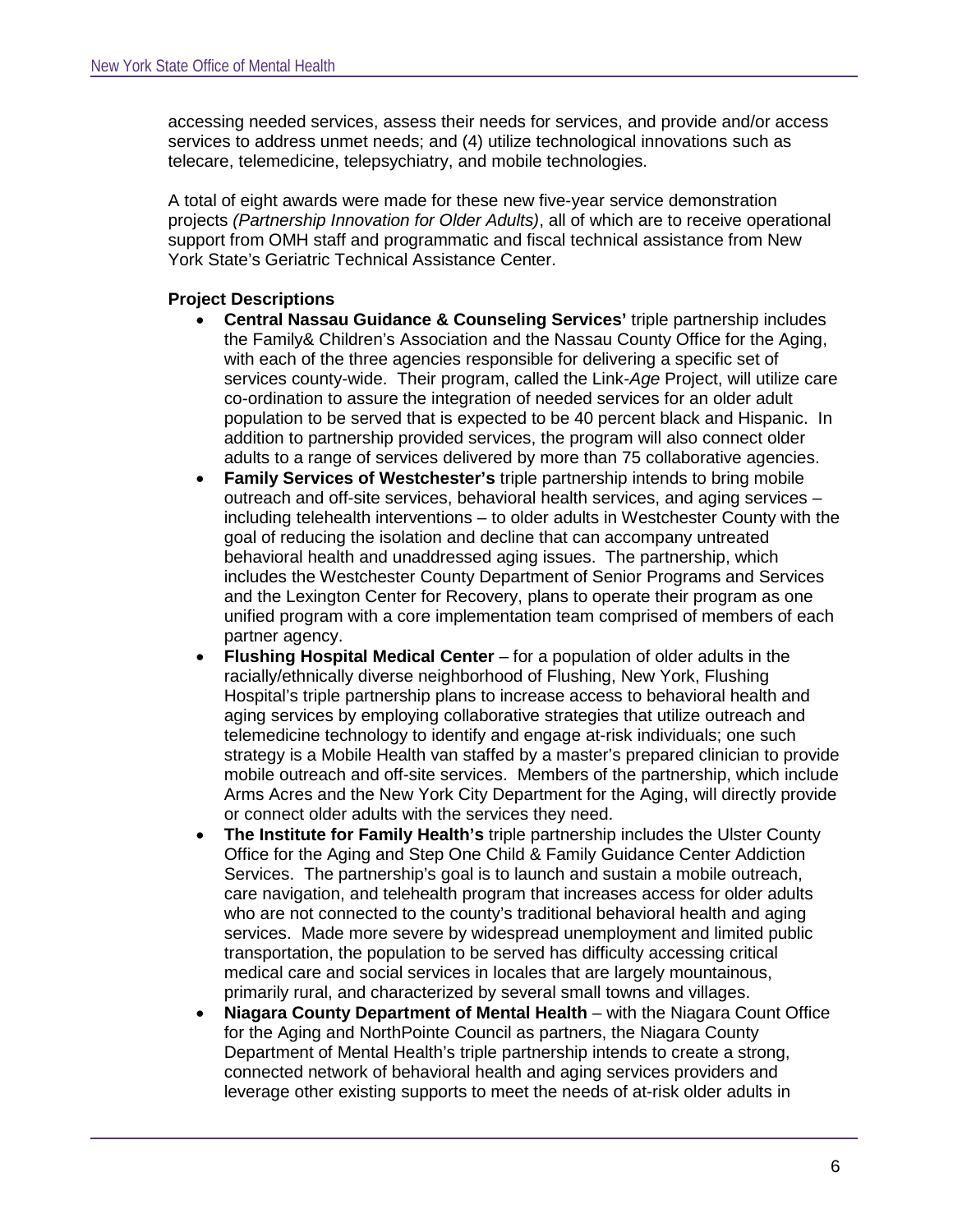accessing needed services, assess their needs for services, and provide and/or access services to address unmet needs; and (4) utilize technological innovations such as telecare, telemedicine, telepsychiatry, and mobile technologies.

A total of eight awards were made for these new five-year service demonstration projects *(Partnership Innovation for Older Adults)*, all of which are to receive operational support from OMH staff and programmatic and fiscal technical assistance from New York State's Geriatric Technical Assistance Center.

**Project Descriptions**

- **Central Nassau Guidance & Counseling Services'** triple partnership includes the Family& Children's Association and the Nassau County Office for the Aging, with each of the three agencies responsible for delivering a specific set of services county-wide. Their program, called the Link-*Age* Project, will utilize care co-ordination to assure the integration of needed services for an older adult population to be served that is expected to be 40 percent black and Hispanic. In addition to partnership provided services, the program will also connect older adults to a range of services delivered by more than 75 collaborative agencies.
- **Family Services of Westchester's** triple partnership intends to bring mobile outreach and off-site services, behavioral health services, and aging services – including telehealth interventions – to older adults in Westchester County with the goal of reducing the isolation and decline that can accompany untreated behavioral health and unaddressed aging issues. The partnership, which includes the Westchester County Department of Senior Programs and Services and the Lexington Center for Recovery, plans to operate their program as one unified program with a core implementation team comprised of members of each partner agency.
- **Flushing Hospital Medical Center** – for a population of older adults in the racially/ethnically diverse neighborhood of Flushing, New York, Flushing Hospital's triple partnership plans to increase access to behavioral health and aging services by employing collaborative strategies that utilize outreach and telemedicine technology to identify and engage at-risk individuals; one such strategy is a Mobile Health van staffed by a master's prepared clinician to provide mobile outreach and off-site services. Members of the partnership, which include Arms Acres and the New York City Department for the Aging, will directly provide or connect older adults with the services they need.
- **The Institute for Family Health's** triple partnership includes the Ulster County Office for the Aging and Step One Child & Family Guidance Center Addiction Services. The partnership's goal is to launch and sustain a mobile outreach, care navigation, and telehealth program that increases access for older adults who are not connected to the county's traditional behavioral health and aging services. Made more severe by widespread unemployment and limited public transportation, the population to be served has difficulty accessing critical medical care and social services in locales that are largely mountainous, primarily rural, and characterized by several small towns and villages.
- **Niagara County Department of Mental Health** – with the Niagara Count Office for the Aging and NorthPointe Council as partners, the Niagara County Department of Mental Health's triple partnership intends to create a strong, connected network of behavioral health and aging services providers and leverage other existing supports to meet the needs of at-risk older adults in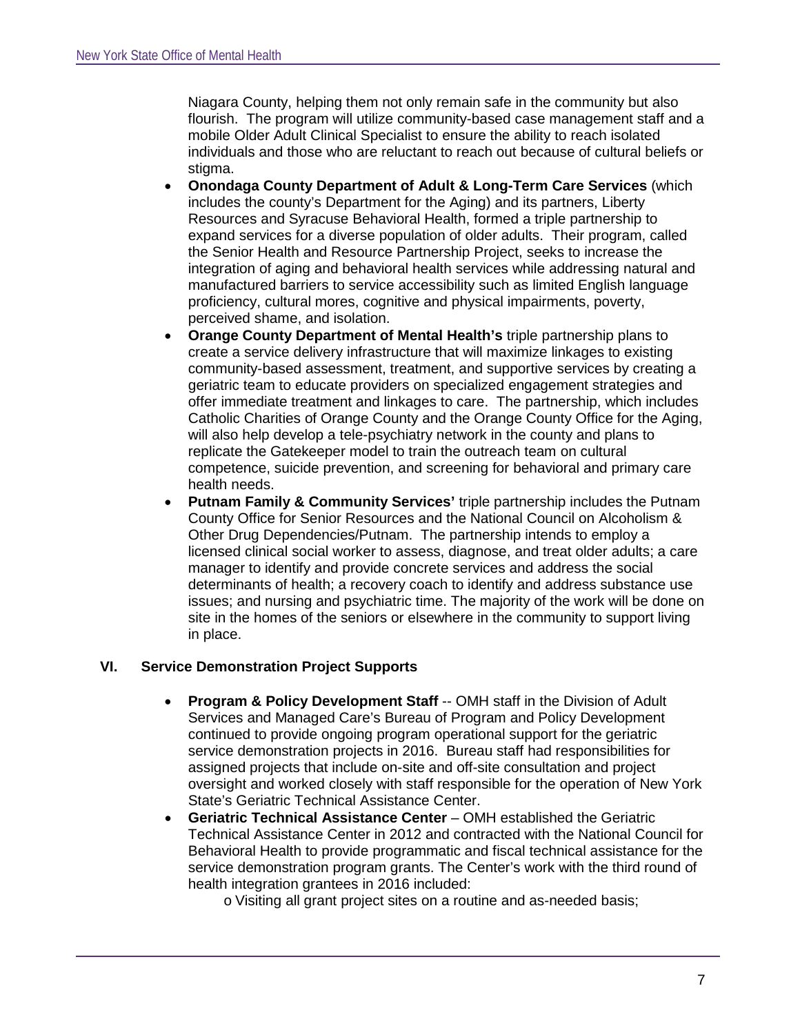Niagara County, helping them not only remain safe in the community but also flourish. The program will utilize community-based case management staff and a mobile Older Adult Clinical Specialist to ensure the ability to reach isolated individuals and those who are reluctant to reach out because of cultural beliefs or stigma.

- **Onondaga County Department of Adult & Long-Term Care Services** (which includes the county's Department for the Aging) and its partners, Liberty Resources and Syracuse Behavioral Health, formed a triple partnership to expand services for a diverse population of older adults. Their program, called the Senior Health and Resource Partnership Project, seeks to increase the integration of aging and behavioral health services while addressing natural and manufactured barriers to service accessibility such as limited English language proficiency, cultural mores, cognitive and physical impairments, poverty, perceived shame, and isolation.
- **Orange County Department of Mental Health's** triple partnership plans to create a service delivery infrastructure that will maximize linkages to existing community-based assessment, treatment, and supportive services by creating a geriatric team to educate providers on specialized engagement strategies and offer immediate treatment and linkages to care. The partnership, which includes Catholic Charities of Orange County and the Orange County Office for the Aging, will also help develop a tele-psychiatry network in the county and plans to replicate the Gatekeeper model to train the outreach team on cultural competence, suicide prevention, and screening for behavioral and primary care health needs.
- **Putnam Family & Community Services'** triple partnership includes the Putnam County Office for Senior Resources and the National Council on Alcoholism & Other Drug Dependencies/Putnam. The partnership intends to employ a licensed clinical social worker to assess, diagnose, and treat older adults; a care manager to identify and provide concrete services and address the social determinants of health; a recovery coach to identify and address substance use issues; and nursing and psychiatric time. The majority of the work will be done on site in the homes of the seniors or elsewhere in the community to support living in place.

## VI. Service Demonstration Project Supports

- **Program & Policy Development Staff** -- OMH staff in the Division of Adult Services and Managed Care's Bureau of Program and Policy Development continued to provide ongoing program operational support for the geriatric service demonstration projects in 2016. Bureau staff had responsibilities for assigned projects that include on-site and off-site consultation and project oversight and worked closely with staff responsible for the operation of New York State's Geriatric Technical Assistance Center.
- **Geriatric Technical Assistance Center** – OMH established the Geriatric Technical Assistance Center in 2012 and contracted with the National Council for Behavioral Health to provide programmatic and fiscal technical assistance for the service demonstration program grants. The Center's work with the third round of health integration grantees in 2016 included:
    - Visiting all grant project sites on a routine and as-needed basis;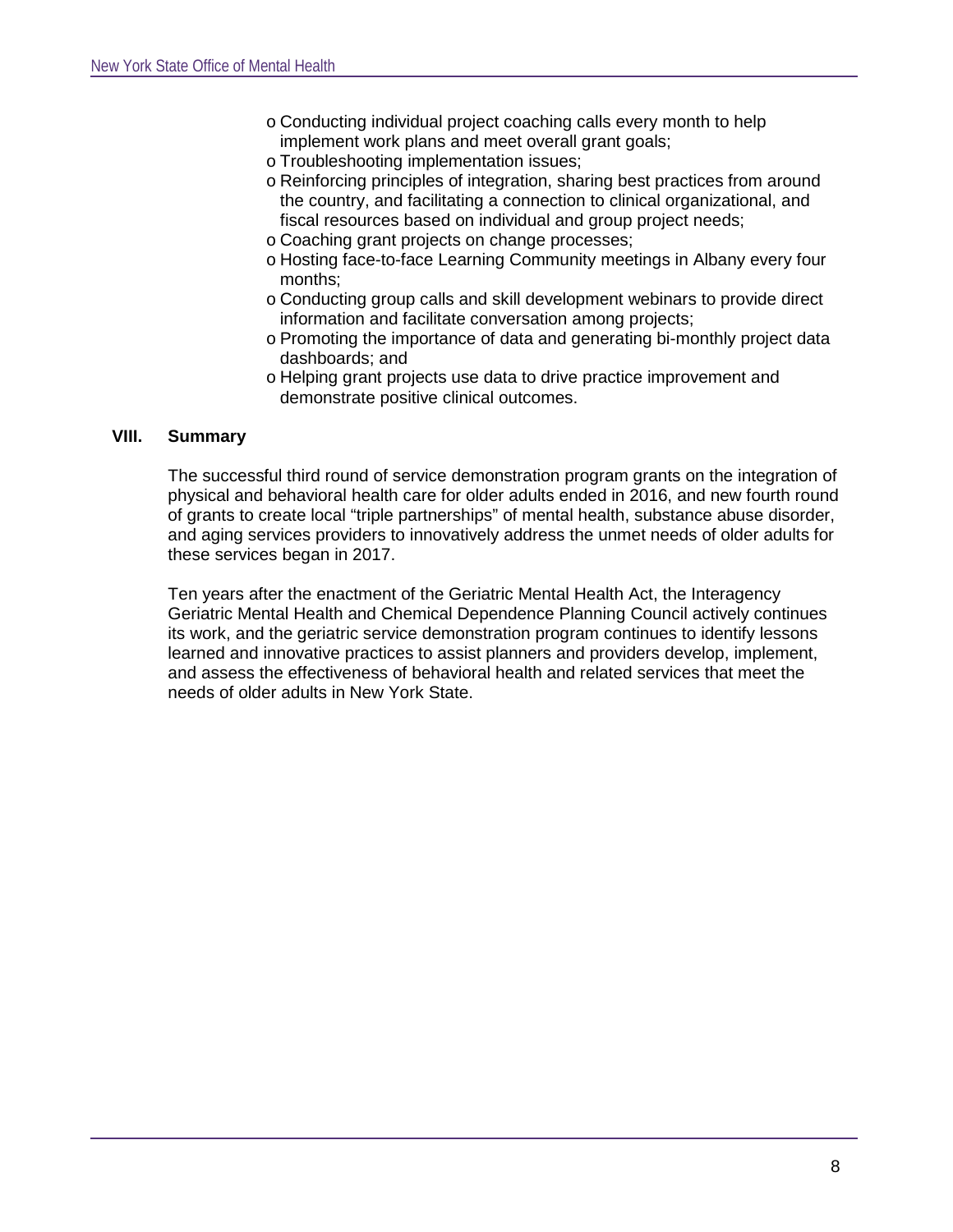- Conducting individual project coaching calls every month to help implement work plans and meet overall grant goals;
- Troubleshooting implementation issues;
- Reinforcing principles of integration, sharing best practices from around the country, and facilitating a connection to clinical organizational, and fiscal resources based on individual and group project needs;
- Coaching grant projects on change processes;
- Hosting face-to-face Learning Community meetings in Albany every four months;
- Conducting group calls and skill development webinars to provide direct information and facilitate conversation among projects;
- Promoting the importance of data and generating bi-monthly project data dashboards; and
- Helping grant projects use data to drive practice improvement and demonstrate positive clinical outcomes.

## VIII. Summary

The successful third round of service demonstration program grants on the integration of physical and behavioral health care for older adults ended in 2016, and new fourth round of grants to create local "triple partnerships" of mental health, substance abuse disorder, and aging services providers to innovatively address the unmet needs of older adults for these services began in 2017.

Ten years after the enactment of the Geriatric Mental Health Act, the Interagency Geriatric Mental Health and Chemical Dependence Planning Council actively continues its work, and the geriatric service demonstration program continues to identify lessons learned and innovative practices to assist planners and providers develop, implement, and assess the effectiveness of behavioral health and related services that meet the needs of older adults in New York State.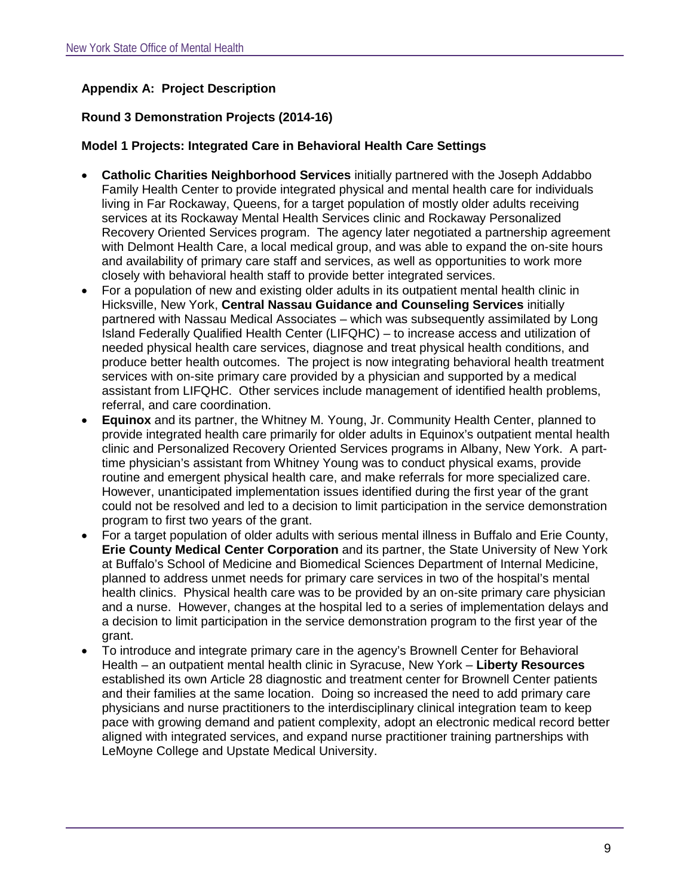## Appendix A: Project Description

### Round 3 Demonstration Projects (2014-16)

### Model 1 Projects: Integrated Care in Behavioral Health Care Settings

- **Catholic Charities Neighborhood Services** initially partnered with the Joseph Addabbo Family Health Center to provide integrated physical and mental health care for individuals living in Far Rockaway, Queens, for a target population of mostly older adults receiving services at its Rockaway Mental Health Services clinic and Rockaway Personalized Recovery Oriented Services program. The agency later negotiated a partnership agreement with Delmont Health Care, a local medical group, and was able to expand the on-site hours and availability of primary care staff and services, as well as opportunities to work more closely with behavioral health staff to provide better integrated services.
- For a population of new and existing older adults in its outpatient mental health clinic in Hicksville, New York, **Central Nassau Guidance and Counseling Services** initially partnered with Nassau Medical Associates – which was subsequently assimilated by Long Island Federally Qualified Health Center (LIFQHC) – to increase access and utilization of needed physical health care services, diagnose and treat physical health conditions, and produce better health outcomes. The project is now integrating behavioral health treatment services with on-site primary care provided by a physician and supported by a medical assistant from LIFQHC. Other services include management of identified health problems, referral, and care coordination.
- **Equinox** and its partner, the Whitney M. Young, Jr. Community Health Center, planned to provide integrated health care primarily for older adults in Equinox's outpatient mental health clinic and Personalized Recovery Oriented Services programs in Albany, New York. A part-time physician's assistant from Whitney Young was to conduct physical exams, provide routine and emergent physical health care, and make referrals for more specialized care. However, unanticipated implementation issues identified during the first year of the grant could not be resolved and led to a decision to limit participation in the service demonstration program to first two years of the grant.
- For a target population of older adults with serious mental illness in Buffalo and Erie County, **Erie County Medical Center Corporation** and its partner, the State University of New York at Buffalo's School of Medicine and Biomedical Sciences Department of Internal Medicine, planned to address unmet needs for primary care services in two of the hospital's mental health clinics. Physical health care was to be provided by an on-site primary care physician and a nurse. However, changes at the hospital led to a series of implementation delays and a decision to limit participation in the service demonstration program to the first year of the grant.
- To introduce and integrate primary care in the agency's Brownell Center for Behavioral Health – an outpatient mental health clinic in Syracuse, New York – **Liberty Resources** established its own Article 28 diagnostic and treatment center for Brownell Center patients and their families at the same location. Doing so increased the need to add primary care physicians and nurse practitioners to the interdisciplinary clinical integration team to keep pace with growing demand and patient complexity, adopt an electronic medical record better aligned with integrated services, and expand nurse practitioner training partnerships with LeMoyne College and Upstate Medical University.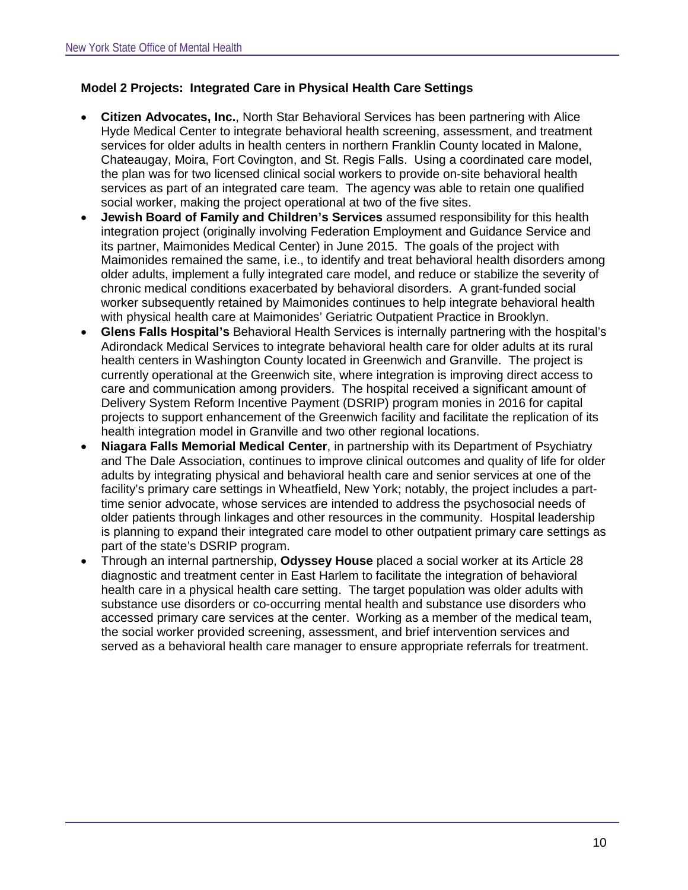### Model 2 Projects: Integrated Care in Physical Health Care Settings

- **Citizen Advocates, Inc.**, North Star Behavioral Services has been partnering with Alice Hyde Medical Center to integrate behavioral health screening, assessment, and treatment services for older adults in health centers in northern Franklin County located in Malone, Chateaugay, Moira, Fort Covington, and St. Regis Falls. Using a coordinated care model, the plan was for two licensed clinical social workers to provide on-site behavioral health services as part of an integrated care team. The agency was able to retain one qualified social worker, making the project operational at two of the five sites.
- **Jewish Board of Family and Children's Services** assumed responsibility for this health integration project (originally involving Federation Employment and Guidance Service and its partner, Maimonides Medical Center) in June 2015. The goals of the project with Maimonides remained the same, i.e., to identify and treat behavioral health disorders among older adults, implement a fully integrated care model, and reduce or stabilize the severity of chronic medical conditions exacerbated by behavioral disorders. A grant-funded social worker subsequently retained by Maimonides continues to help integrate behavioral health with physical health care at Maimonides' Geriatric Outpatient Practice in Brooklyn.
- **Glens Falls Hospital's** Behavioral Health Services is internally partnering with the hospital's Adirondack Medical Services to integrate behavioral health care for older adults at its rural health centers in Washington County located in Greenwich and Granville. The project is currently operational at the Greenwich site, where integration is improving direct access to care and communication among providers. The hospital received a significant amount of Delivery System Reform Incentive Payment (DSRIP) program monies in 2016 for capital projects to support enhancement of the Greenwich facility and facilitate the replication of its health integration model in Granville and two other regional locations.
- **Niagara Falls Memorial Medical Center**, in partnership with its Department of Psychiatry and The Dale Association, continues to improve clinical outcomes and quality of life for older adults by integrating physical and behavioral health care and senior services at one of the facility's primary care settings in Wheatfield, New York; notably, the project includes a part-time senior advocate, whose services are intended to address the psychosocial needs of older patients through linkages and other resources in the community. Hospital leadership is planning to expand their integrated care model to other outpatient primary care settings as part of the state's DSRIP program.
- Through an internal partnership, **Odyssey House** placed a social worker at its Article 28 diagnostic and treatment center in East Harlem to facilitate the integration of behavioral health care in a physical health care setting. The target population was older adults with substance use disorders or co-occurring mental health and substance use disorders who accessed primary care services at the center. Working as a member of the medical team, the social worker provided screening, assessment, and brief intervention services and served as a behavioral health care manager to ensure appropriate referrals for treatment.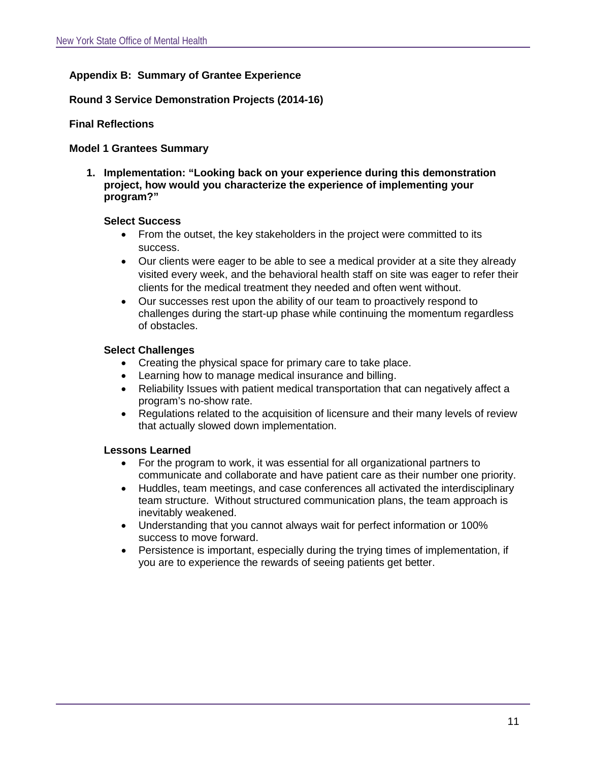## Appendix B: Summary of Grantee Experience

### Round 3 Service Demonstration Projects (2014-16)

### Final Reflections

### Model 1 Grantees Summary

1. **Implementation: "Looking back on your experience during this demonstration project, how would you characterize the experience of implementing your program?"**

   **Select Success**

   - From the outset, the key stakeholders in the project were committed to its success.
   - Our clients were eager to be able to see a medical provider at a site they already visited every week, and the behavioral health staff on site was eager to refer their clients for the medical treatment they needed and often went without.
   - Our successes rest upon the ability of our team to proactively respond to challenges during the start-up phase while continuing the momentum regardless of obstacles.

   **Select Challenges**

   - Creating the physical space for primary care to take place.
   - Learning how to manage medical insurance and billing.
   - Reliability Issues with patient medical transportation that can negatively affect a program's no-show rate.
   - Regulations related to the acquisition of licensure and their many levels of review that actually slowed down implementation.

   **Lessons Learned**

   - For the program to work, it was essential for all organizational partners to communicate and collaborate and have patient care as their number one priority.
   - Huddles, team meetings, and case conferences all activated the interdisciplinary team structure. Without structured communication plans, the team approach is inevitably weakened.
   - Understanding that you cannot always wait for perfect information or 100% success to move forward.
   - Persistence is important, especially during the trying times of implementation, if you are to experience the rewards of seeing patients get better.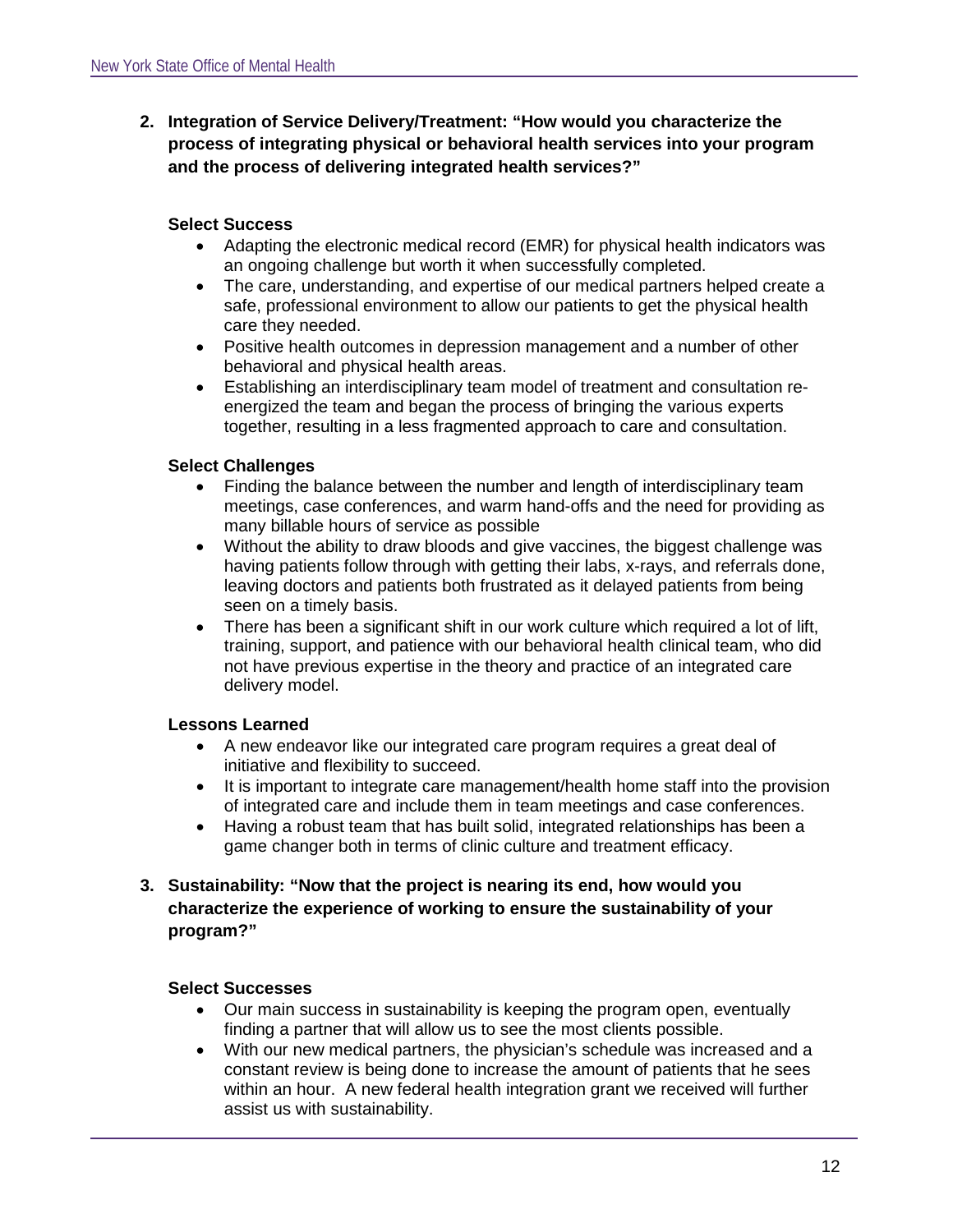2. **Integration of Service Delivery/Treatment: "How would you characterize the process of integrating physical or behavioral health services into your program and the process of delivering integrated health services?"**

**Select Success**

- Adapting the electronic medical record (EMR) for physical health indicators was an ongoing challenge but worth it when successfully completed.
- The care, understanding, and expertise of our medical partners helped create a safe, professional environment to allow our patients to get the physical health care they needed.
- Positive health outcomes in depression management and a number of other behavioral and physical health areas.
- Establishing an interdisciplinary team model of treatment and consultation re-energized the team and began the process of bringing the various experts together, resulting in a less fragmented approach to care and consultation.

**Select Challenges**

- Finding the balance between the number and length of interdisciplinary team meetings, case conferences, and warm hand-offs and the need for providing as many billable hours of service as possible
- Without the ability to draw bloods and give vaccines, the biggest challenge was having patients follow through with getting their labs, x-rays, and referrals done, leaving doctors and patients both frustrated as it delayed patients from being seen on a timely basis.
- There has been a significant shift in our work culture which required a lot of lift, training, support, and patience with our behavioral health clinical team, who did not have previous expertise in the theory and practice of an integrated care delivery model.

**Lessons Learned**

- A new endeavor like our integrated care program requires a great deal of initiative and flexibility to succeed.
- It is important to integrate care management/health home staff into the provision of integrated care and include them in team meetings and case conferences.
- Having a robust team that has built solid, integrated relationships has been a game changer both in terms of clinic culture and treatment efficacy.

3. **Sustainability: "Now that the project is nearing its end, how would you characterize the experience of working to ensure the sustainability of your program?"**

**Select Successes**

- Our main success in sustainability is keeping the program open, eventually finding a partner that will allow us to see the most clients possible.
- With our new medical partners, the physician's schedule was increased and a constant review is being done to increase the amount of patients that he sees within an hour. A new federal health integration grant we received will further assist us with sustainability.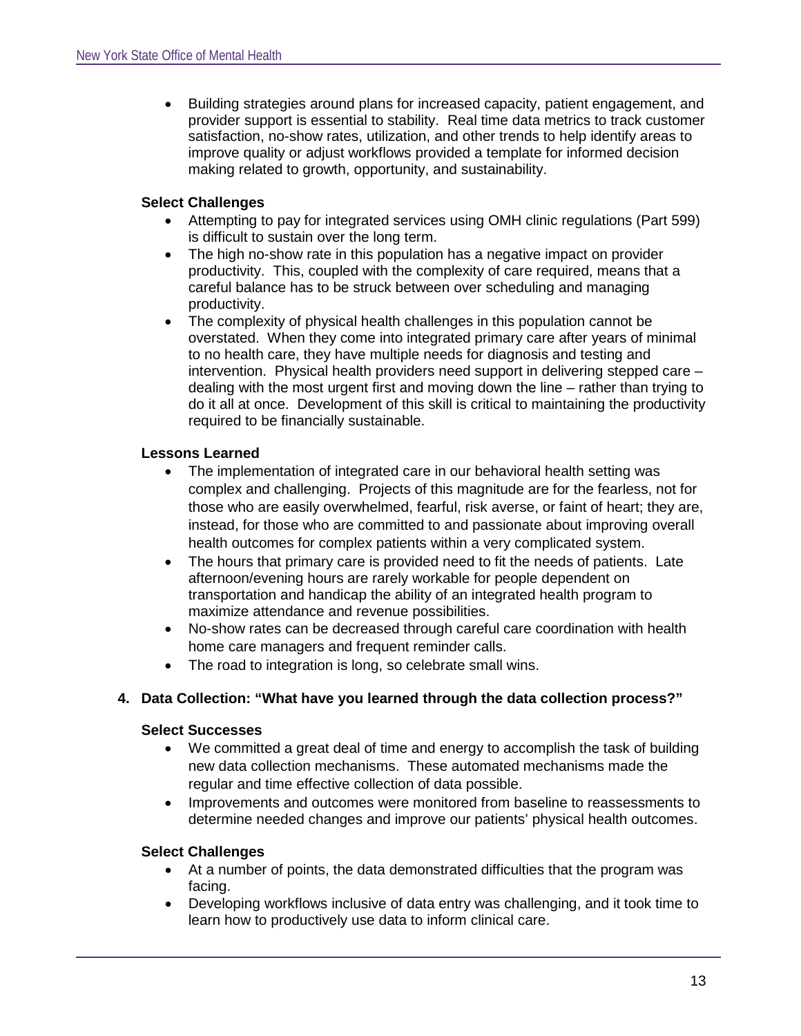- Building strategies around plans for increased capacity, patient engagement, and provider support is essential to stability. Real time data metrics to track customer satisfaction, no-show rates, utilization, and other trends to help identify areas to improve quality or adjust workflows provided a template for informed decision making related to growth, opportunity, and sustainability.

**Select Challenges**

- Attempting to pay for integrated services using OMH clinic regulations (Part 599) is difficult to sustain over the long term.
- The high no-show rate in this population has a negative impact on provider productivity. This, coupled with the complexity of care required, means that a careful balance has to be struck between over scheduling and managing productivity.
- The complexity of physical health challenges in this population cannot be overstated. When they come into integrated primary care after years of minimal to no health care, they have multiple needs for diagnosis and testing and intervention. Physical health providers need support in delivering stepped care – dealing with the most urgent first and moving down the line – rather than trying to do it all at once. Development of this skill is critical to maintaining the productivity required to be financially sustainable.

**Lessons Learned**

- The implementation of integrated care in our behavioral health setting was complex and challenging. Projects of this magnitude are for the fearless, not for those who are easily overwhelmed, fearful, risk averse, or faint of heart; they are, instead, for those who are committed to and passionate about improving overall health outcomes for complex patients within a very complicated system.
- The hours that primary care is provided need to fit the needs of patients. Late afternoon/evening hours are rarely workable for people dependent on transportation and handicap the ability of an integrated health program to maximize attendance and revenue possibilities.
- No-show rates can be decreased through careful care coordination with health home care managers and frequent reminder calls.
- The road to integration is long, so celebrate small wins.

**4. Data Collection: "What have you learned through the data collection process?"**

**Select Successes**

- We committed a great deal of time and energy to accomplish the task of building new data collection mechanisms. These automated mechanisms made the regular and time effective collection of data possible.
- Improvements and outcomes were monitored from baseline to reassessments to determine needed changes and improve our patients' physical health outcomes.

**Select Challenges**

- At a number of points, the data demonstrated difficulties that the program was facing.
- Developing workflows inclusive of data entry was challenging, and it took time to learn how to productively use data to inform clinical care.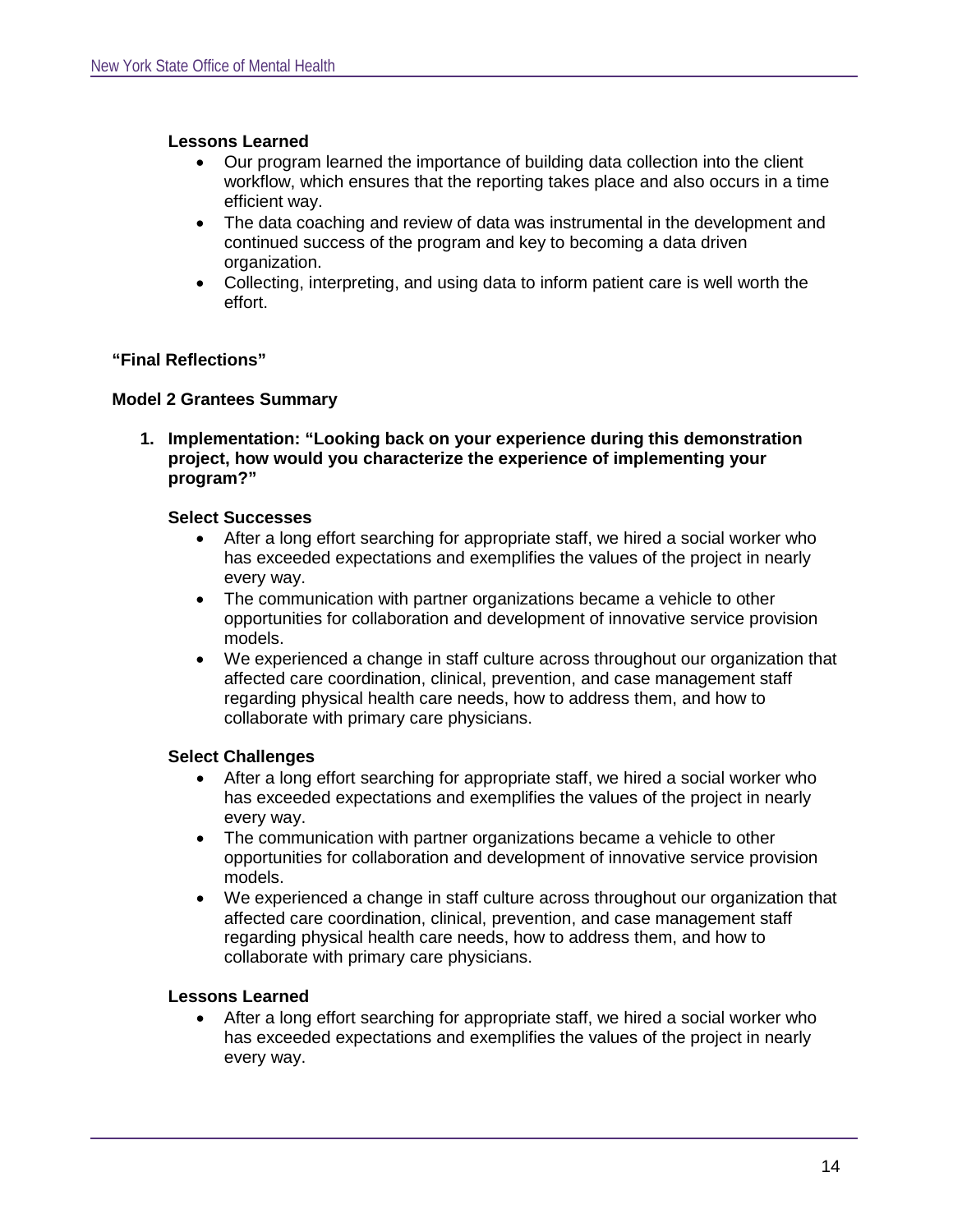**Lessons Learned**

- Our program learned the importance of building data collection into the client workflow, which ensures that the reporting takes place and also occurs in a time efficient way.
- The data coaching and review of data was instrumental in the development and continued success of the program and key to becoming a data driven organization.
- Collecting, interpreting, and using data to inform patient care is well worth the effort.

## "Final Reflections"

### Model 2 Grantees Summary

1. **Implementation: "Looking back on your experience during this demonstration project, how would you characterize the experience of implementing your program?"**

**Select Successes**

- After a long effort searching for appropriate staff, we hired a social worker who has exceeded expectations and exemplifies the values of the project in nearly every way.
- The communication with partner organizations became a vehicle to other opportunities for collaboration and development of innovative service provision models.
- We experienced a change in staff culture across throughout our organization that affected care coordination, clinical, prevention, and case management staff regarding physical health care needs, how to address them, and how to collaborate with primary care physicians.

**Select Challenges**

- After a long effort searching for appropriate staff, we hired a social worker who has exceeded expectations and exemplifies the values of the project in nearly every way.
- The communication with partner organizations became a vehicle to other opportunities for collaboration and development of innovative service provision models.
- We experienced a change in staff culture across throughout our organization that affected care coordination, clinical, prevention, and case management staff regarding physical health care needs, how to address them, and how to collaborate with primary care physicians.

**Lessons Learned**

- After a long effort searching for appropriate staff, we hired a social worker who has exceeded expectations and exemplifies the values of the project in nearly every way.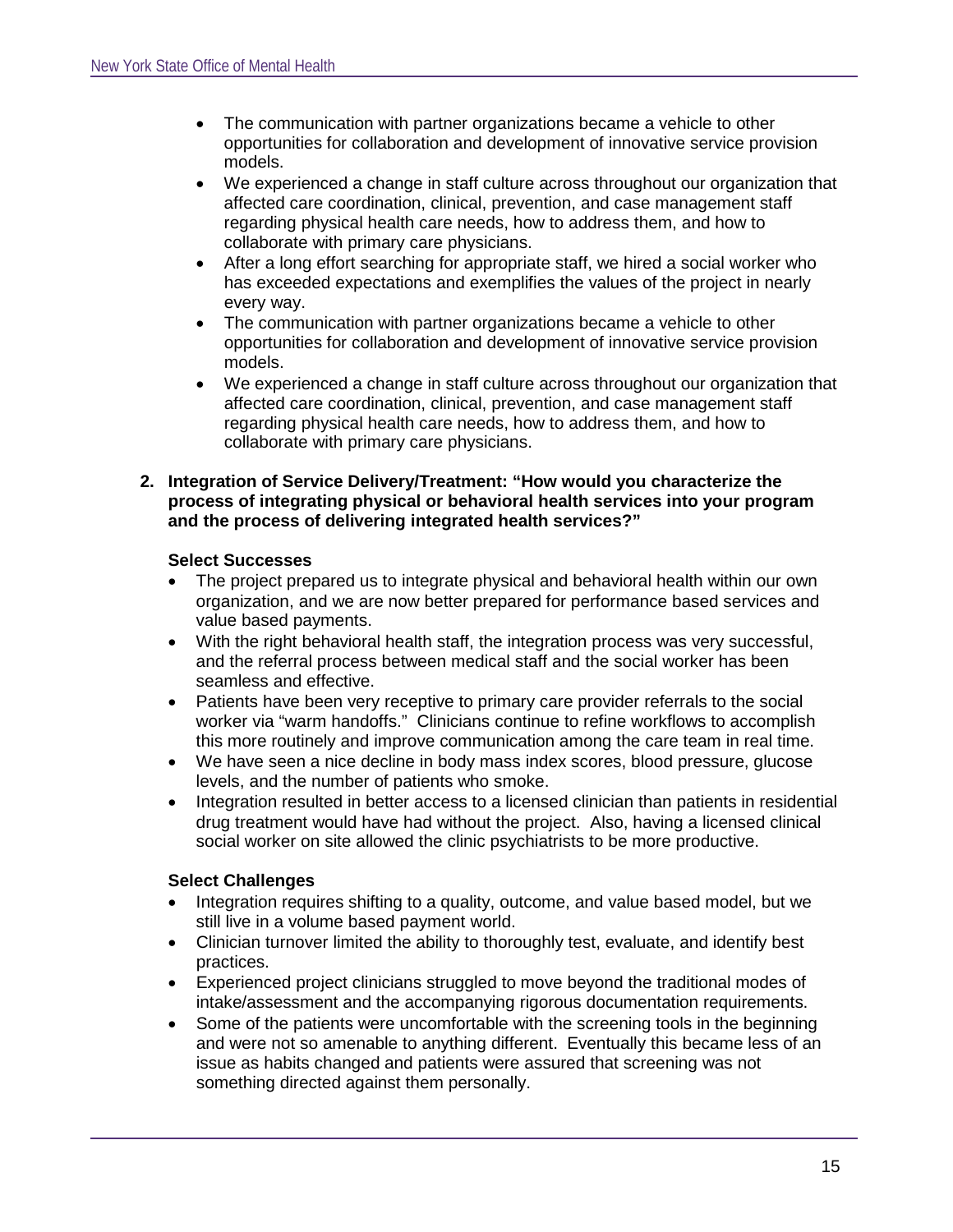- The communication with partner organizations became a vehicle to other opportunities for collaboration and development of innovative service provision models.
- We experienced a change in staff culture across throughout our organization that affected care coordination, clinical, prevention, and case management staff regarding physical health care needs, how to address them, and how to collaborate with primary care physicians.
- After a long effort searching for appropriate staff, we hired a social worker who has exceeded expectations and exemplifies the values of the project in nearly every way.
- The communication with partner organizations became a vehicle to other opportunities for collaboration and development of innovative service provision models.
- We experienced a change in staff culture across throughout our organization that affected care coordination, clinical, prevention, and case management staff regarding physical health care needs, how to address them, and how to collaborate with primary care physicians.

**2. Integration of Service Delivery/Treatment: "How would you characterize the process of integrating physical or behavioral health services into your program and the process of delivering integrated health services?"**

**Select Successes**

- The project prepared us to integrate physical and behavioral health within our own organization, and we are now better prepared for performance based services and value based payments.
- With the right behavioral health staff, the integration process was very successful, and the referral process between medical staff and the social worker has been seamless and effective.
- Patients have been very receptive to primary care provider referrals to the social worker via "warm handoffs." Clinicians continue to refine workflows to accomplish this more routinely and improve communication among the care team in real time.
- We have seen a nice decline in body mass index scores, blood pressure, glucose levels, and the number of patients who smoke.
- Integration resulted in better access to a licensed clinician than patients in residential drug treatment would have had without the project. Also, having a licensed clinical social worker on site allowed the clinic psychiatrists to be more productive.

**Select Challenges**

- Integration requires shifting to a quality, outcome, and value based model, but we still live in a volume based payment world.
- Clinician turnover limited the ability to thoroughly test, evaluate, and identify best practices.
- Experienced project clinicians struggled to move beyond the traditional modes of intake/assessment and the accompanying rigorous documentation requirements.
- Some of the patients were uncomfortable with the screening tools in the beginning and were not so amenable to anything different. Eventually this became less of an issue as habits changed and patients were assured that screening was not something directed against them personally.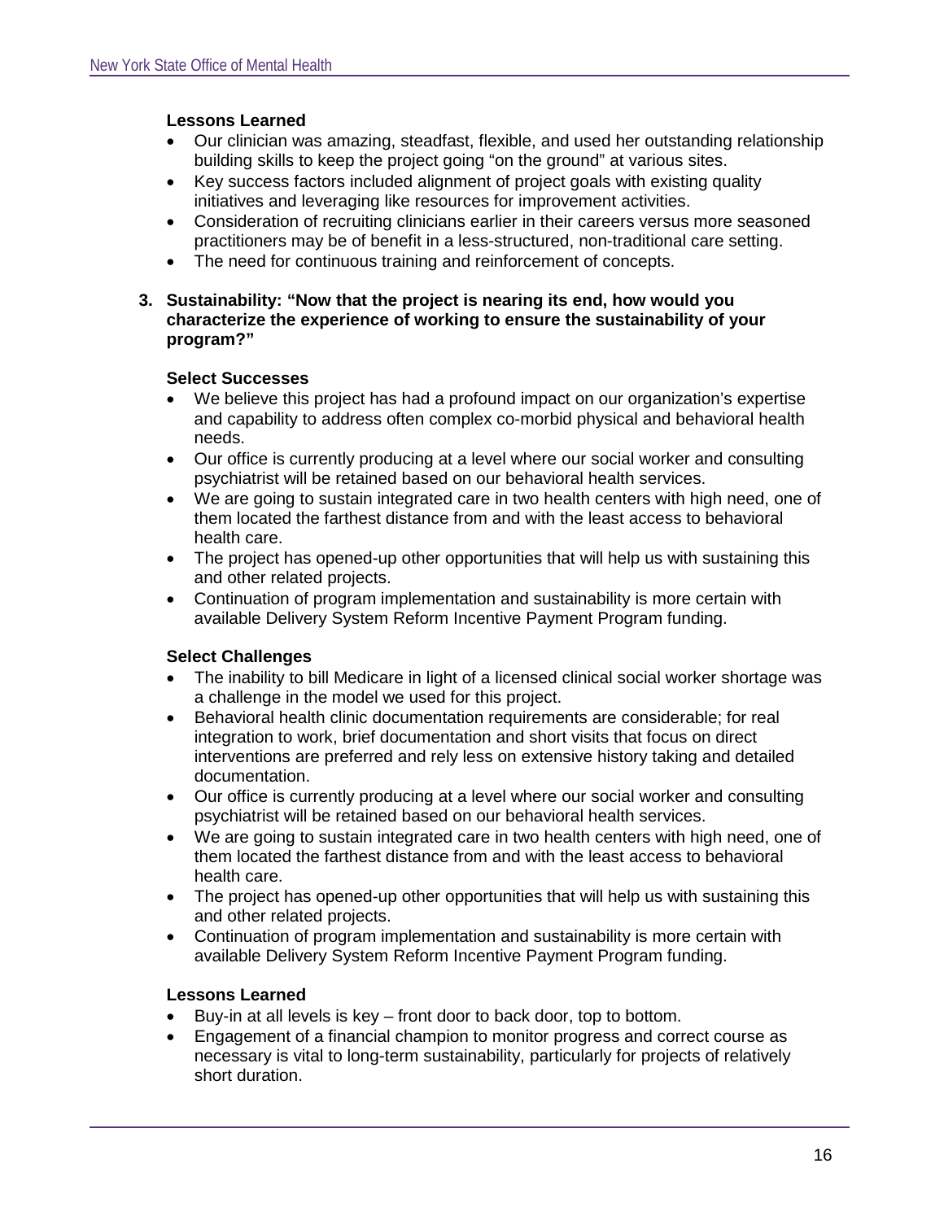**Lessons Learned**

- Our clinician was amazing, steadfast, flexible, and used her outstanding relationship building skills to keep the project going "on the ground" at various sites.
- Key success factors included alignment of project goals with existing quality initiatives and leveraging like resources for improvement activities.
- Consideration of recruiting clinicians earlier in their careers versus more seasoned practitioners may be of benefit in a less-structured, non-traditional care setting.
- The need for continuous training and reinforcement of concepts.

3. **Sustainability: "Now that the project is nearing its end, how would you characterize the experience of working to ensure the sustainability of your program?"**

**Select Successes**

- We believe this project has had a profound impact on our organization's expertise and capability to address often complex co-morbid physical and behavioral health needs.
- Our office is currently producing at a level where our social worker and consulting psychiatrist will be retained based on our behavioral health services.
- We are going to sustain integrated care in two health centers with high need, one of them located the farthest distance from and with the least access to behavioral health care.
- The project has opened-up other opportunities that will help us with sustaining this and other related projects.
- Continuation of program implementation and sustainability is more certain with available Delivery System Reform Incentive Payment Program funding.

**Select Challenges**

- The inability to bill Medicare in light of a licensed clinical social worker shortage was a challenge in the model we used for this project.
- Behavioral health clinic documentation requirements are considerable; for real integration to work, brief documentation and short visits that focus on direct interventions are preferred and rely less on extensive history taking and detailed documentation.
- Our office is currently producing at a level where our social worker and consulting psychiatrist will be retained based on our behavioral health services.
- We are going to sustain integrated care in two health centers with high need, one of them located the farthest distance from and with the least access to behavioral health care.
- The project has opened-up other opportunities that will help us with sustaining this and other related projects.
- Continuation of program implementation and sustainability is more certain with available Delivery System Reform Incentive Payment Program funding.

**Lessons Learned**

- Buy-in at all levels is key – front door to back door, top to bottom.
- Engagement of a financial champion to monitor progress and correct course as necessary is vital to long-term sustainability, particularly for projects of relatively short duration.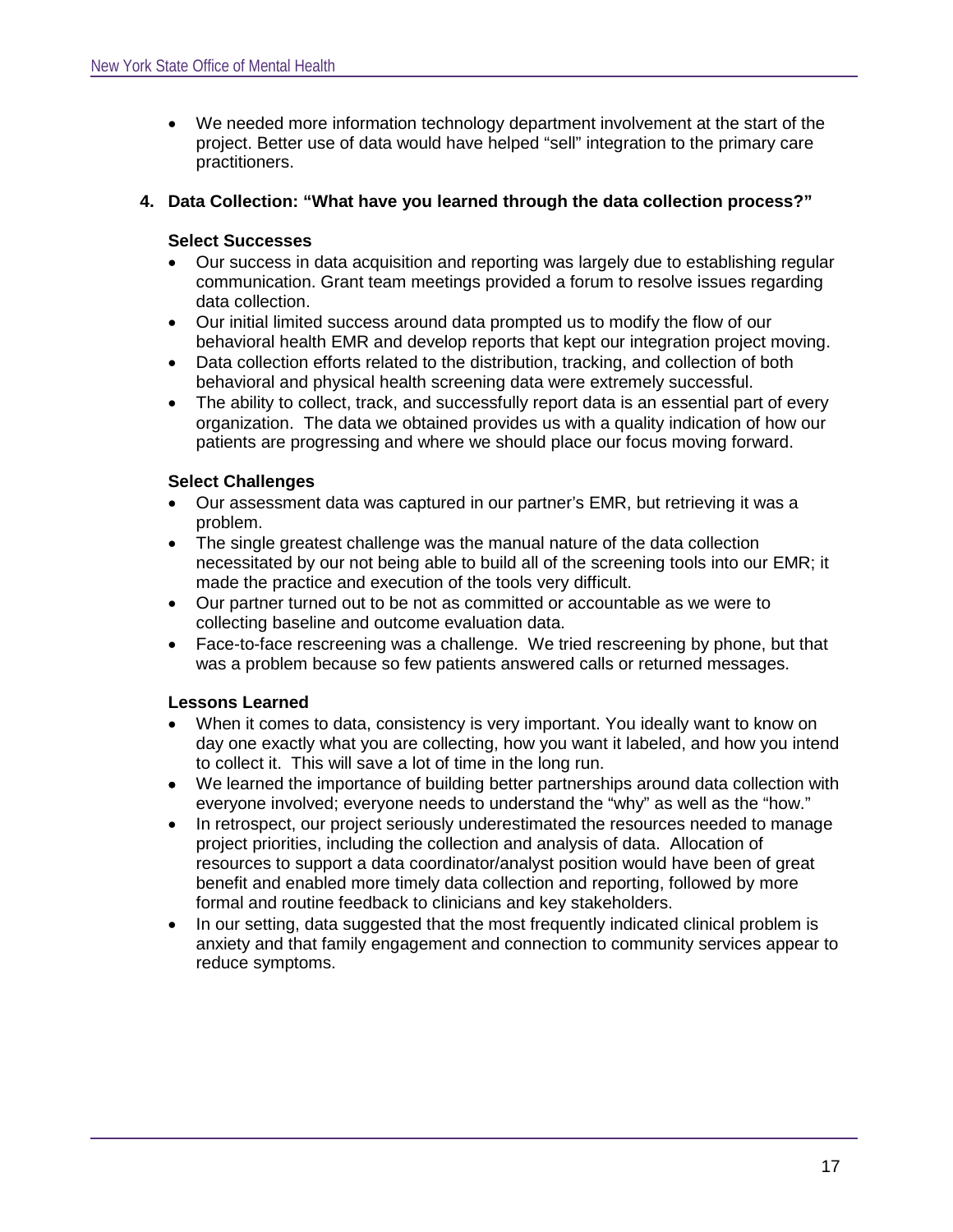- We needed more information technology department involvement at the start of the project. Better use of data would have helped "sell" integration to the primary care practitioners.

4. **Data Collection: "What have you learned through the data collection process?"**

**Select Successes**

- Our success in data acquisition and reporting was largely due to establishing regular communication. Grant team meetings provided a forum to resolve issues regarding data collection.
- Our initial limited success around data prompted us to modify the flow of our behavioral health EMR and develop reports that kept our integration project moving.
- Data collection efforts related to the distribution, tracking, and collection of both behavioral and physical health screening data were extremely successful.
- The ability to collect, track, and successfully report data is an essential part of every organization. The data we obtained provides us with a quality indication of how our patients are progressing and where we should place our focus moving forward.

**Select Challenges**

- Our assessment data was captured in our partner's EMR, but retrieving it was a problem.
- The single greatest challenge was the manual nature of the data collection necessitated by our not being able to build all of the screening tools into our EMR; it made the practice and execution of the tools very difficult.
- Our partner turned out to be not as committed or accountable as we were to collecting baseline and outcome evaluation data.
- Face-to-face rescreening was a challenge. We tried rescreening by phone, but that was a problem because so few patients answered calls or returned messages.

**Lessons Learned**

- When it comes to data, consistency is very important. You ideally want to know on day one exactly what you are collecting, how you want it labeled, and how you intend to collect it. This will save a lot of time in the long run.
- We learned the importance of building better partnerships around data collection with everyone involved; everyone needs to understand the "why" as well as the "how."
- In retrospect, our project seriously underestimated the resources needed to manage project priorities, including the collection and analysis of data. Allocation of resources to support a data coordinator/analyst position would have been of great benefit and enabled more timely data collection and reporting, followed by more formal and routine feedback to clinicians and key stakeholders.
- In our setting, data suggested that the most frequently indicated clinical problem is anxiety and that family engagement and connection to community services appear to reduce symptoms.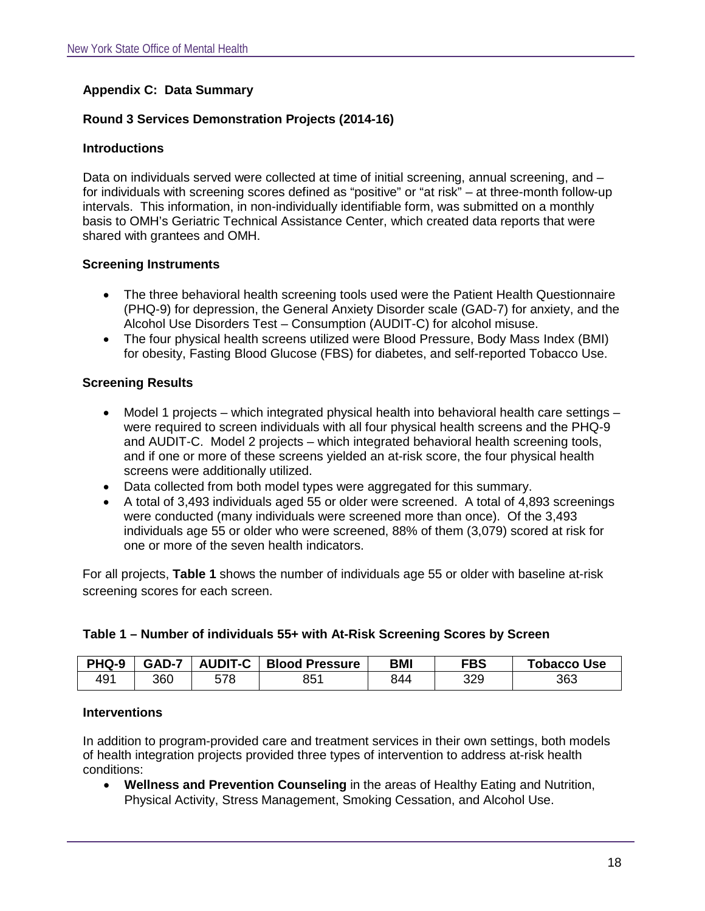## Appendix C: Data Summary

### Round 3 Services Demonstration Projects (2014-16)

#### Introductions

Data on individuals served were collected at time of initial screening, annual screening, and – for individuals with screening scores defined as "positive" or "at risk" – at three-month follow-up intervals. This information, in non-individually identifiable form, was submitted on a monthly basis to OMH's Geriatric Technical Assistance Center, which created data reports that were shared with grantees and OMH.

#### Screening Instruments

- The three behavioral health screening tools used were the Patient Health Questionnaire (PHQ-9) for depression, the General Anxiety Disorder scale (GAD-7) for anxiety, and the Alcohol Use Disorders Test – Consumption (AUDIT-C) for alcohol misuse.
- The four physical health screens utilized were Blood Pressure, Body Mass Index (BMI) for obesity, Fasting Blood Glucose (FBS) for diabetes, and self-reported Tobacco Use.

#### Screening Results

- Model 1 projects – which integrated physical health into behavioral health care settings – were required to screen individuals with all four physical health screens and the PHQ-9 and AUDIT-C. Model 2 projects – which integrated behavioral health screening tools, and if one or more of these screens yielded an at-risk score, the four physical health screens were additionally utilized.
- Data collected from both model types were aggregated for this summary.
- A total of 3,493 individuals aged 55 or older were screened. A total of 4,893 screenings were conducted (many individuals were screened more than once). Of the 3,493 individuals age 55 or older who were screened, 88% of them (3,079) scored at risk for one or more of the seven health indicators.

For all projects, **Table 1** shows the number of individuals age 55 or older with baseline at-risk screening scores for each screen.

**Table 1 – Number of individuals 55+ with At-Risk Screening Scores by Screen**

| PHQ-9 | GAD-7 | AUDIT-C | Blood Pressure | BMI | FBS | Tobacco Use |
|---|---|---|---|---|---|---|
| 491 | 360 | 578 | 851 | 844 | 329 | 363 |

#### Interventions

In addition to program-provided care and treatment services in their own settings, both models of health integration projects provided three types of intervention to address at-risk health conditions:

- **Wellness and Prevention Counseling** in the areas of Healthy Eating and Nutrition, Physical Activity, Stress Management, Smoking Cessation, and Alcohol Use.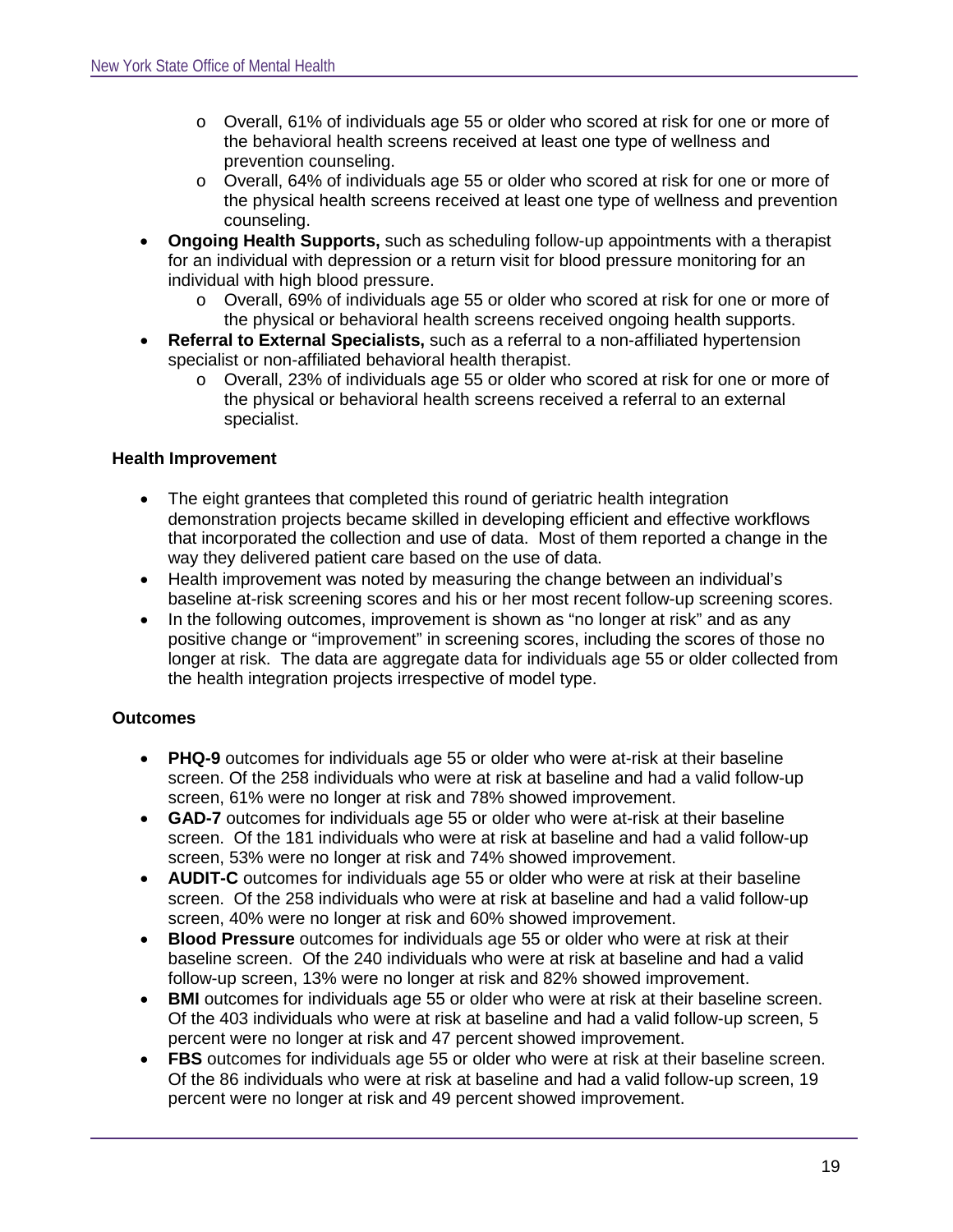- Overall, 61% of individuals age 55 or older who scored at risk for one or more of the behavioral health screens received at least one type of wellness and prevention counseling.
  - Overall, 64% of individuals age 55 or older who scored at risk for one or more of the physical health screens received at least one type of wellness and prevention counseling.
- **Ongoing Health Supports,** such as scheduling follow-up appointments with a therapist for an individual with depression or a return visit for blood pressure monitoring for an individual with high blood pressure.
  - Overall, 69% of individuals age 55 or older who scored at risk for one or more of the physical or behavioral health screens received ongoing health supports.
- **Referral to External Specialists,** such as a referral to a non-affiliated hypertension specialist or non-affiliated behavioral health therapist.
  - Overall, 23% of individuals age 55 or older who scored at risk for one or more of the physical or behavioral health screens received a referral to an external specialist.

**Health Improvement**

- The eight grantees that completed this round of geriatric health integration demonstration projects became skilled in developing efficient and effective workflows that incorporated the collection and use of data. Most of them reported a change in the way they delivered patient care based on the use of data.
- Health improvement was noted by measuring the change between an individual's baseline at-risk screening scores and his or her most recent follow-up screening scores.
- In the following outcomes, improvement is shown as "no longer at risk" and as any positive change or "improvement" in screening scores, including the scores of those no longer at risk. The data are aggregate data for individuals age 55 or older collected from the health integration projects irrespective of model type.

**Outcomes**

- **PHQ-9** outcomes for individuals age 55 or older who were at-risk at their baseline screen. Of the 258 individuals who were at risk at baseline and had a valid follow-up screen, 61% were no longer at risk and 78% showed improvement.
- **GAD-7** outcomes for individuals age 55 or older who were at-risk at their baseline screen. Of the 181 individuals who were at risk at baseline and had a valid follow-up screen, 53% were no longer at risk and 74% showed improvement.
- **AUDIT-C** outcomes for individuals age 55 or older who were at risk at their baseline screen. Of the 258 individuals who were at risk at baseline and had a valid follow-up screen, 40% were no longer at risk and 60% showed improvement.
- **Blood Pressure** outcomes for individuals age 55 or older who were at risk at their baseline screen. Of the 240 individuals who were at risk at baseline and had a valid follow-up screen, 13% were no longer at risk and 82% showed improvement.
- **BMI** outcomes for individuals age 55 or older who were at risk at their baseline screen. Of the 403 individuals who were at risk at baseline and had a valid follow-up screen, 5 percent were no longer at risk and 47 percent showed improvement.
- **FBS** outcomes for individuals age 55 or older who were at risk at their baseline screen. Of the 86 individuals who were at risk at baseline and had a valid follow-up screen, 19 percent were no longer at risk and 49 percent showed improvement.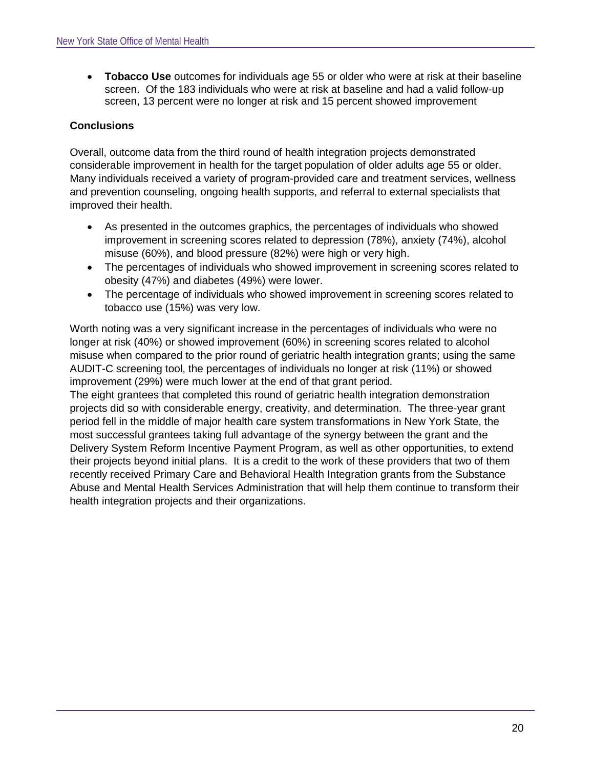- **Tobacco Use** outcomes for individuals age 55 or older who were at risk at their baseline screen. Of the 183 individuals who were at risk at baseline and had a valid follow-up screen, 13 percent were no longer at risk and 15 percent showed improvement

**Conclusions**

Overall, outcome data from the third round of health integration projects demonstrated considerable improvement in health for the target population of older adults age 55 or older. Many individuals received a variety of program-provided care and treatment services, wellness and prevention counseling, ongoing health supports, and referral to external specialists that improved their health.

- As presented in the outcomes graphics, the percentages of individuals who showed improvement in screening scores related to depression (78%), anxiety (74%), alcohol misuse (60%), and blood pressure (82%) were high or very high.
- The percentages of individuals who showed improvement in screening scores related to obesity (47%) and diabetes (49%) were lower.
- The percentage of individuals who showed improvement in screening scores related to tobacco use (15%) was very low.

Worth noting was a very significant increase in the percentages of individuals who were no longer at risk (40%) or showed improvement (60%) in screening scores related to alcohol misuse when compared to the prior round of geriatric health integration grants; using the same AUDIT-C screening tool, the percentages of individuals no longer at risk (11%) or showed improvement (29%) were much lower at the end of that grant period.

The eight grantees that completed this round of geriatric health integration demonstration projects did so with considerable energy, creativity, and determination. The three-year grant period fell in the middle of major health care system transformations in New York State, the most successful grantees taking full advantage of the synergy between the grant and the Delivery System Reform Incentive Payment Program, as well as other opportunities, to extend their projects beyond initial plans. It is a credit to the work of these providers that two of them recently received Primary Care and Behavioral Health Integration grants from the Substance Abuse and Mental Health Services Administration that will help them continue to transform their health integration projects and their organizations.